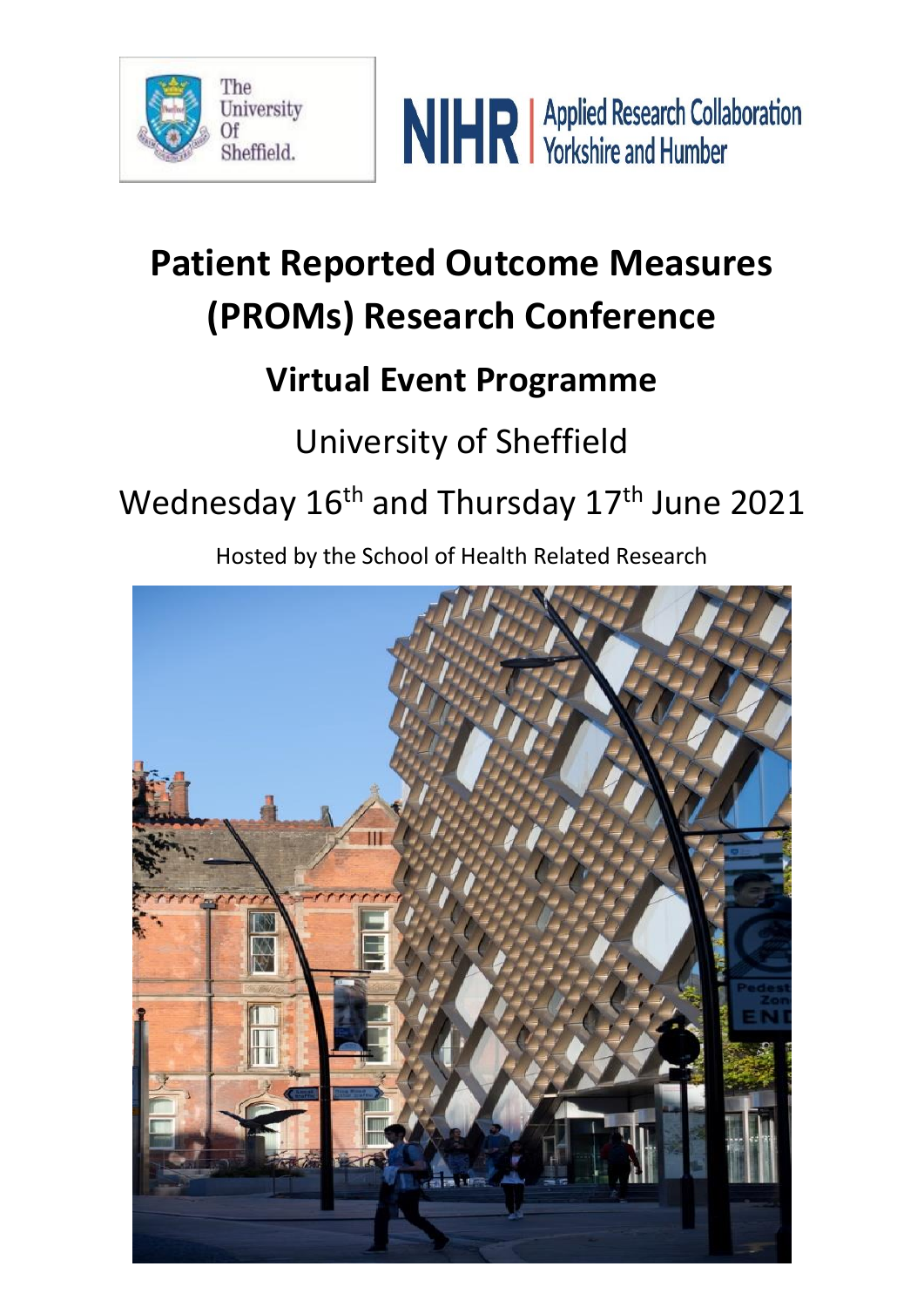# Patient Reported Outcome Measures (PROMs) Research Conference

## Virtual Event Programme

University of Sheffield

Wednesday 16th and Thursday 17th June 2021

Hosted by the School of Health Related Research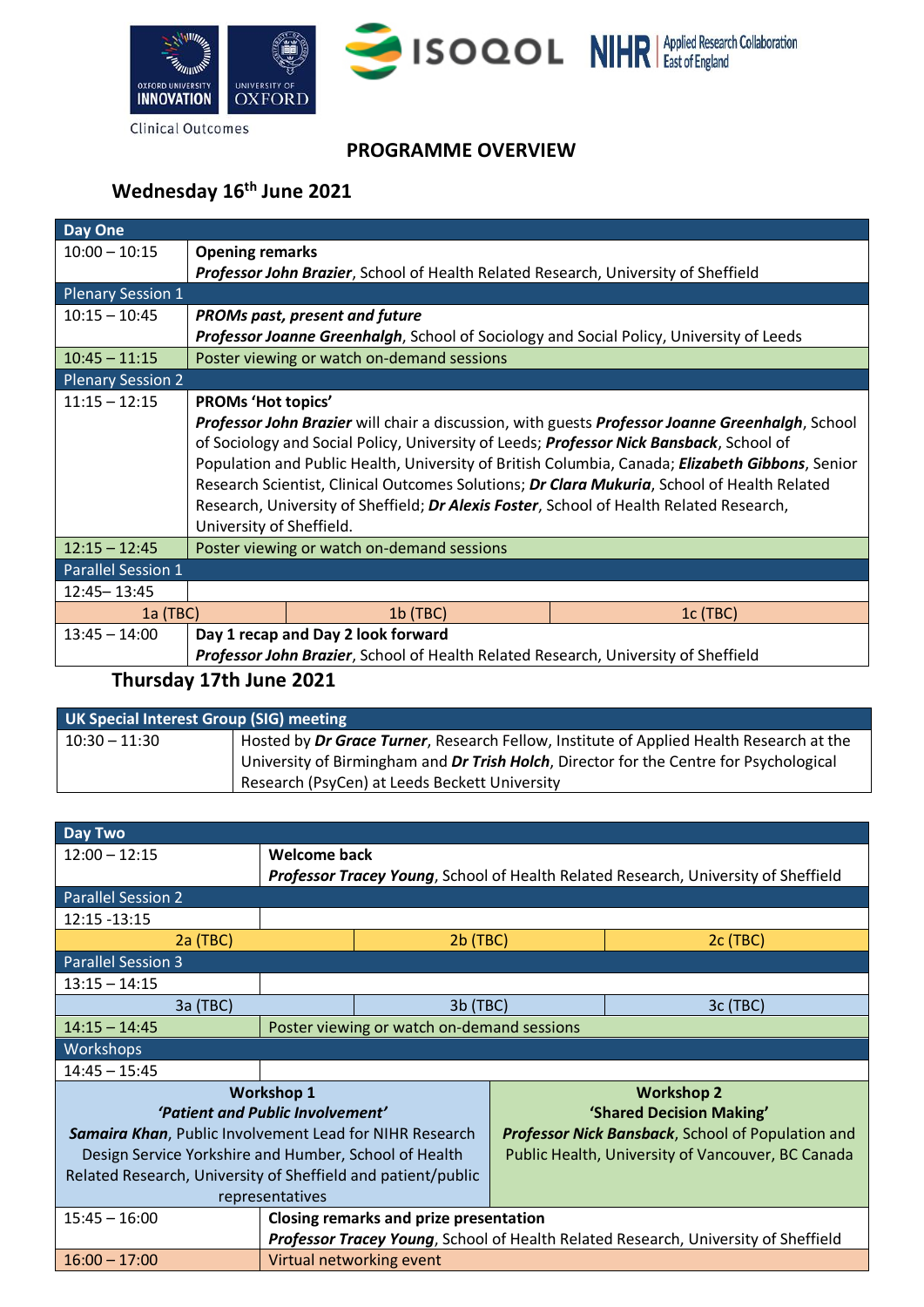Clinical Outcomes

## PROGRAMME OVERVIEW

### Wednesday 16th June 2021

| Day One | | | |
|---|---|---|---|
| 10:00 – 10:15 | **Opening remarks**<br>***Professor John Brazier***, School of Health Related Research, University of Sheffield | | |
| Plenary Session 1 | | | |
| 10:15 – 10:45 | ***PROMs past, present and future***<br>***Professor Joanne Greenhalgh***, School of Sociology and Social Policy, University of Leeds | | |
| 10:45 – 11:15 | Poster viewing or watch on-demand sessions | | |
| Plenary Session 2 | | | |
| 11:15 – 12:15 | **PROMs 'Hot topics'**<br>***Professor John Brazier*** will chair a discussion, with guests ***Professor Joanne Greenhalgh***, School of Sociology and Social Policy, University of Leeds; ***Professor Nick Bansback***, School of Population and Public Health, University of British Columbia, Canada; ***Elizabeth Gibbons***, Senior Research Scientist, Clinical Outcomes Solutions; ***Dr Clara Mukuria***, School of Health Related Research, University of Sheffield; ***Dr Alexis Foster***, School of Health Related Research, University of Sheffield. | | |
| 12:15 – 12:45 | Poster viewing or watch on-demand sessions | | |
| Parallel Session 1 | | | |
| 12:45– 13:45 | | | |
| 1a (TBC) | | 1b (TBC) | 1c (TBC) |
| 13:45 – 14:00 | **Day 1 recap and Day 2 look forward**<br>***Professor John Brazier***, School of Health Related Research, University of Sheffield | | |

### Thursday 17th June 2021

| UK Special Interest Group (SIG) meeting | |
|---|---|
| 10:30 – 11:30 | Hosted by ***Dr Grace Turner***, Research Fellow, Institute of Applied Health Research at the University of Birmingham and ***Dr Trish Holch***, Director for the Centre for Psychological Research (PsyCen) at Leeds Beckett University |

| Day Two | | | |
|---|---|---|---|
| 12:00 – 12:15 | **Welcome back**<br>***Professor Tracey Young***, School of Health Related Research, University of Sheffield | | |
| Parallel Session 2 | | | |
| 12:15 -13:15 | | | |
| 2a (TBC) | | 2b (TBC) | 2c (TBC) |
| Parallel Session 3 | | | |
| 13:15 – 14:15 | | | |
| 3a (TBC) | | 3b (TBC) | 3c (TBC) |
| 14:15 – 14:45 | Poster viewing or watch on-demand sessions | | |
| Workshops | | | |
| 14:45 – 15:45 | | | |
| **Workshop 1**<br>***'Patient and Public Involvement'***<br>***Samaira Khan***, Public Involvement Lead for NIHR Research Design Service Yorkshire and Humber, School of Health Related Research, University of Sheffield and patient/public representatives | | **Workshop 2**<br>**'Shared Decision Making'**<br>***Professor Nick Bansback***, School of Population and Public Health, University of Vancouver, BC Canada | |
| 15:45 – 16:00 | **Closing remarks and prize presentation**<br>***Professor Tracey Young***, School of Health Related Research, University of Sheffield | | |
| 16:00 – 17:00 | Virtual networking event | | |